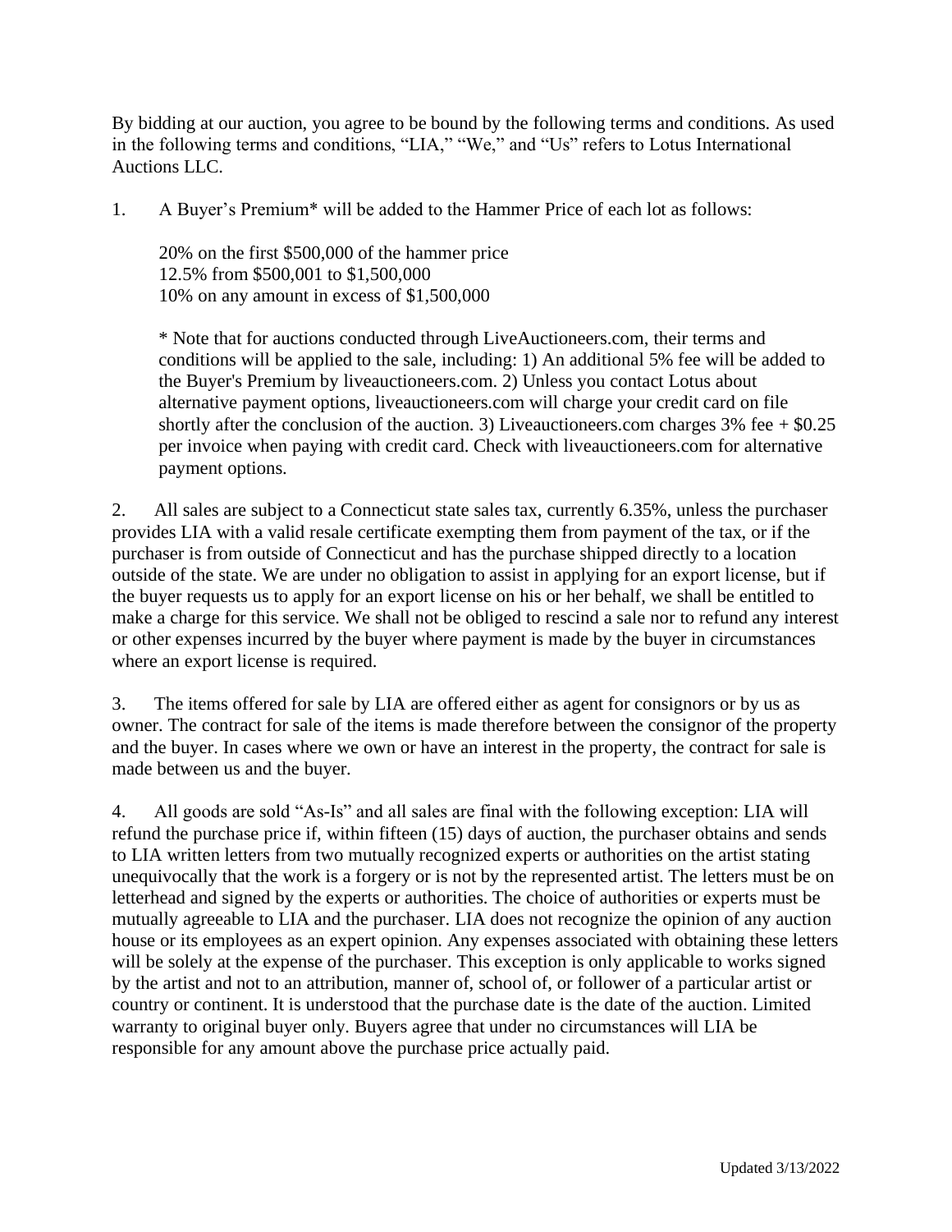By bidding at our auction, you agree to be bound by the following terms and conditions. As used in the following terms and conditions, "LIA," "We," and "Us" refers to Lotus International Auctions LLC.

1. A Buyer's Premium* will be added to the Hammer Price of each lot as follows:

   20% on the first $500,000 of the hammer price
   12.5% from $500,001 to $1,500,000
   10% on any amount in excess of $1,500,000

   * Note that for auctions conducted through LiveAuctioneers.com, their terms and conditions will be applied to the sale, including: 1) An additional 5% fee will be added to the Buyer's Premium by liveauctioneers.com. 2) Unless you contact Lotus about alternative payment options, liveauctioneers.com will charge your credit card on file shortly after the conclusion of the auction. 3) Liveauctioneers.com charges 3% fee + $0.25 per invoice when paying with credit card. Check with liveauctioneers.com for alternative payment options.

2. All sales are subject to a Connecticut state sales tax, currently 6.35%, unless the purchaser provides LIA with a valid resale certificate exempting them from payment of the tax, or if the purchaser is from outside of Connecticut and has the purchase shipped directly to a location outside of the state. We are under no obligation to assist in applying for an export license, but if the buyer requests us to apply for an export license on his or her behalf, we shall be entitled to make a charge for this service. We shall not be obliged to rescind a sale nor to refund any interest or other expenses incurred by the buyer where payment is made by the buyer in circumstances where an export license is required.

3. The items offered for sale by LIA are offered either as agent for consignors or by us as owner. The contract for sale of the items is made therefore between the consignor of the property and the buyer. In cases where we own or have an interest in the property, the contract for sale is made between us and the buyer.

4. All goods are sold "As-Is" and all sales are final with the following exception: LIA will refund the purchase price if, within fifteen (15) days of auction, the purchaser obtains and sends to LIA written letters from two mutually recognized experts or authorities on the artist stating unequivocally that the work is a forgery or is not by the represented artist. The letters must be on letterhead and signed by the experts or authorities. The choice of authorities or experts must be mutually agreeable to LIA and the purchaser. LIA does not recognize the opinion of any auction house or its employees as an expert opinion. Any expenses associated with obtaining these letters will be solely at the expense of the purchaser. This exception is only applicable to works signed by the artist and not to an attribution, manner of, school of, or follower of a particular artist or country or continent. It is understood that the purchase date is the date of the auction. Limited warranty to original buyer only. Buyers agree that under no circumstances will LIA be responsible for any amount above the purchase price actually paid.

Updated 3/13/2022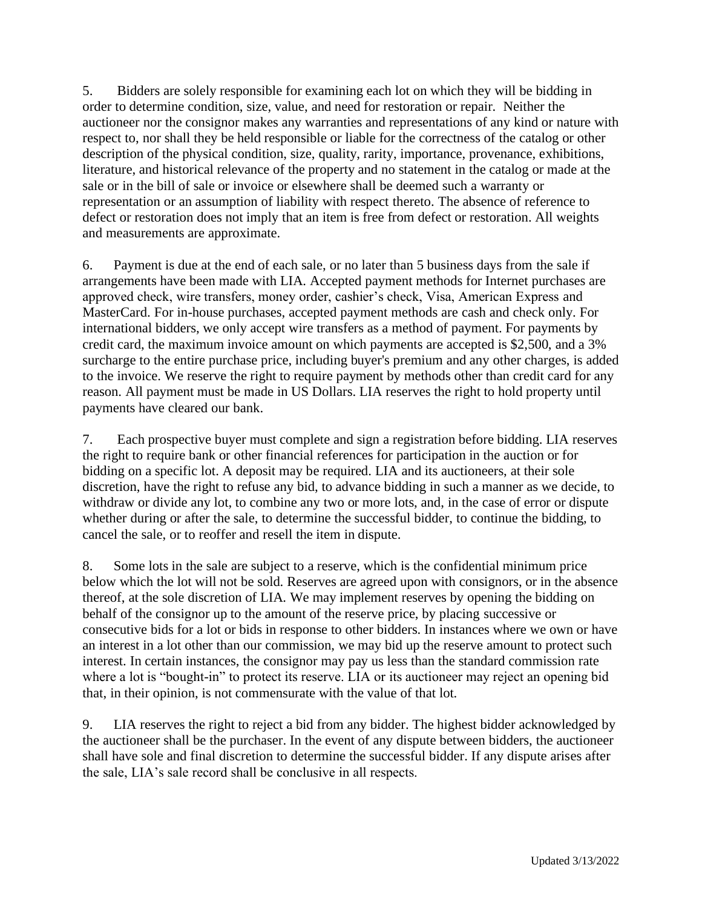5. Bidders are solely responsible for examining each lot on which they will be bidding in order to determine condition, size, value, and need for restoration or repair. Neither the auctioneer nor the consignor makes any warranties and representations of any kind or nature with respect to, nor shall they be held responsible or liable for the correctness of the catalog or other description of the physical condition, size, quality, rarity, importance, provenance, exhibitions, literature, and historical relevance of the property and no statement in the catalog or made at the sale or in the bill of sale or invoice or elsewhere shall be deemed such a warranty or representation or an assumption of liability with respect thereto. The absence of reference to defect or restoration does not imply that an item is free from defect or restoration. All weights and measurements are approximate.

6. Payment is due at the end of each sale, or no later than 5 business days from the sale if arrangements have been made with LIA. Accepted payment methods for Internet purchases are approved check, wire transfers, money order, cashier's check, Visa, American Express and MasterCard. For in-house purchases, accepted payment methods are cash and check only. For international bidders, we only accept wire transfers as a method of payment. For payments by credit card, the maximum invoice amount on which payments are accepted is $2,500, and a 3% surcharge to the entire purchase price, including buyer's premium and any other charges, is added to the invoice. We reserve the right to require payment by methods other than credit card for any reason. All payment must be made in US Dollars. LIA reserves the right to hold property until payments have cleared our bank.

7. Each prospective buyer must complete and sign a registration before bidding. LIA reserves the right to require bank or other financial references for participation in the auction or for bidding on a specific lot. A deposit may be required. LIA and its auctioneers, at their sole discretion, have the right to refuse any bid, to advance bidding in such a manner as we decide, to withdraw or divide any lot, to combine any two or more lots, and, in the case of error or dispute whether during or after the sale, to determine the successful bidder, to continue the bidding, to cancel the sale, or to reoffer and resell the item in dispute.

8. Some lots in the sale are subject to a reserve, which is the confidential minimum price below which the lot will not be sold. Reserves are agreed upon with consignors, or in the absence thereof, at the sole discretion of LIA. We may implement reserves by opening the bidding on behalf of the consignor up to the amount of the reserve price, by placing successive or consecutive bids for a lot or bids in response to other bidders. In instances where we own or have an interest in a lot other than our commission, we may bid up the reserve amount to protect such interest. In certain instances, the consignor may pay us less than the standard commission rate where a lot is "bought-in" to protect its reserve. LIA or its auctioneer may reject an opening bid that, in their opinion, is not commensurate with the value of that lot.

9. LIA reserves the right to reject a bid from any bidder. The highest bidder acknowledged by the auctioneer shall be the purchaser. In the event of any dispute between bidders, the auctioneer shall have sole and final discretion to determine the successful bidder. If any dispute arises after the sale, LIA's sale record shall be conclusive in all respects.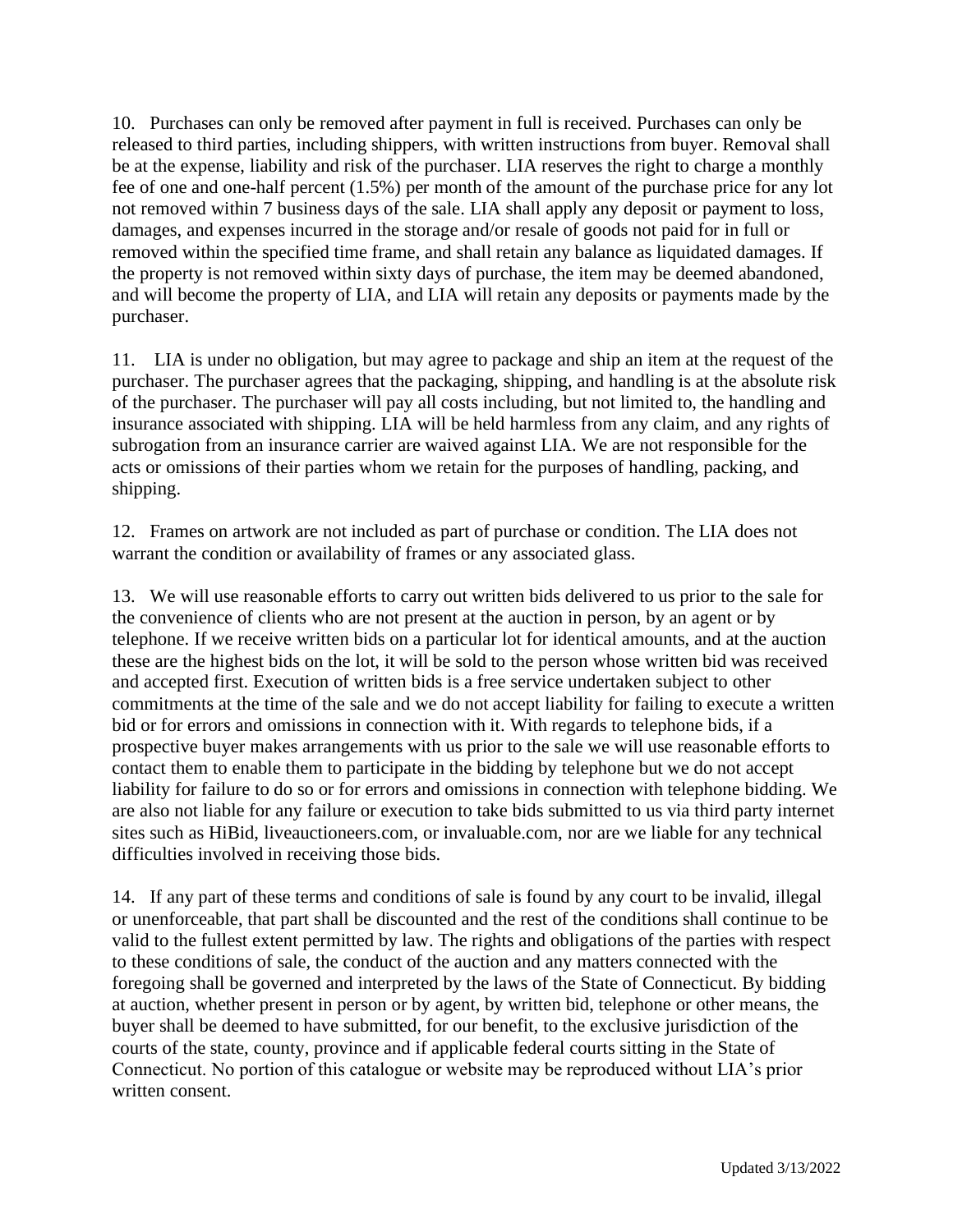10. Purchases can only be removed after payment in full is received. Purchases can only be released to third parties, including shippers, with written instructions from buyer. Removal shall be at the expense, liability and risk of the purchaser. LIA reserves the right to charge a monthly fee of one and one-half percent (1.5%) per month of the amount of the purchase price for any lot not removed within 7 business days of the sale. LIA shall apply any deposit or payment to loss, damages, and expenses incurred in the storage and/or resale of goods not paid for in full or removed within the specified time frame, and shall retain any balance as liquidated damages. If the property is not removed within sixty days of purchase, the item may be deemed abandoned, and will become the property of LIA, and LIA will retain any deposits or payments made by the purchaser.

11. LIA is under no obligation, but may agree to package and ship an item at the request of the purchaser. The purchaser agrees that the packaging, shipping, and handling is at the absolute risk of the purchaser. The purchaser will pay all costs including, but not limited to, the handling and insurance associated with shipping. LIA will be held harmless from any claim, and any rights of subrogation from an insurance carrier are waived against LIA. We are not responsible for the acts or omissions of their parties whom we retain for the purposes of handling, packing, and shipping.

12. Frames on artwork are not included as part of purchase or condition. The LIA does not warrant the condition or availability of frames or any associated glass.

13. We will use reasonable efforts to carry out written bids delivered to us prior to the sale for the convenience of clients who are not present at the auction in person, by an agent or by telephone. If we receive written bids on a particular lot for identical amounts, and at the auction these are the highest bids on the lot, it will be sold to the person whose written bid was received and accepted first. Execution of written bids is a free service undertaken subject to other commitments at the time of the sale and we do not accept liability for failing to execute a written bid or for errors and omissions in connection with it. With regards to telephone bids, if a prospective buyer makes arrangements with us prior to the sale we will use reasonable efforts to contact them to enable them to participate in the bidding by telephone but we do not accept liability for failure to do so or for errors and omissions in connection with telephone bidding. We are also not liable for any failure or execution to take bids submitted to us via third party internet sites such as HiBid, liveauctioneers.com, or invaluable.com, nor are we liable for any technical difficulties involved in receiving those bids.

14. If any part of these terms and conditions of sale is found by any court to be invalid, illegal or unenforceable, that part shall be discounted and the rest of the conditions shall continue to be valid to the fullest extent permitted by law. The rights and obligations of the parties with respect to these conditions of sale, the conduct of the auction and any matters connected with the foregoing shall be governed and interpreted by the laws of the State of Connecticut. By bidding at auction, whether present in person or by agent, by written bid, telephone or other means, the buyer shall be deemed to have submitted, for our benefit, to the exclusive jurisdiction of the courts of the state, county, province and if applicable federal courts sitting in the State of Connecticut. No portion of this catalogue or website may be reproduced without LIA's prior written consent.

Updated 3/13/2022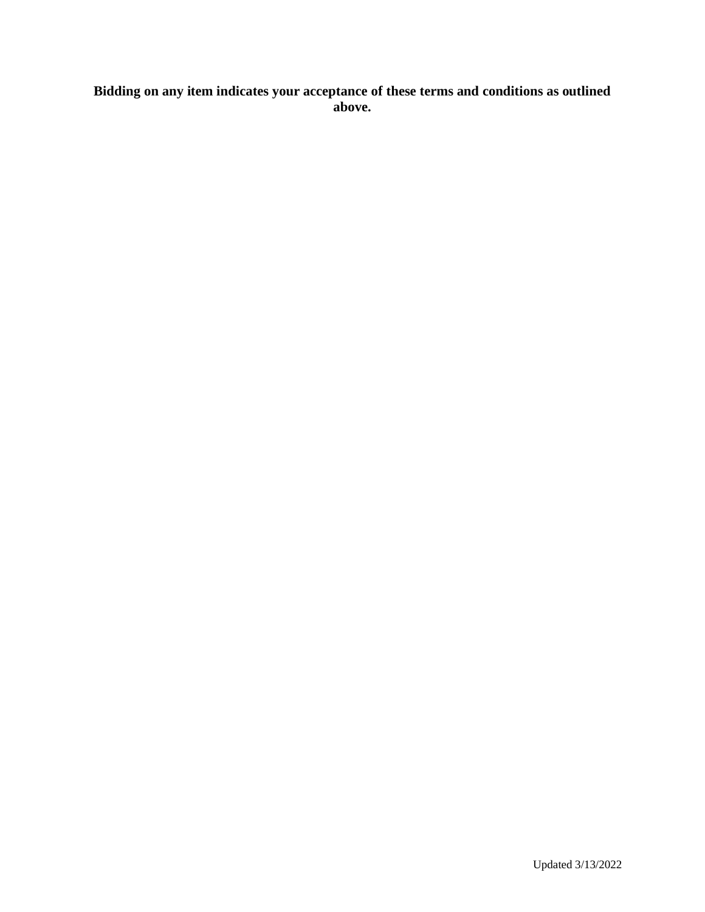**Bidding on any item indicates your acceptance of these terms and conditions as outlined above.**

Updated 3/13/2022